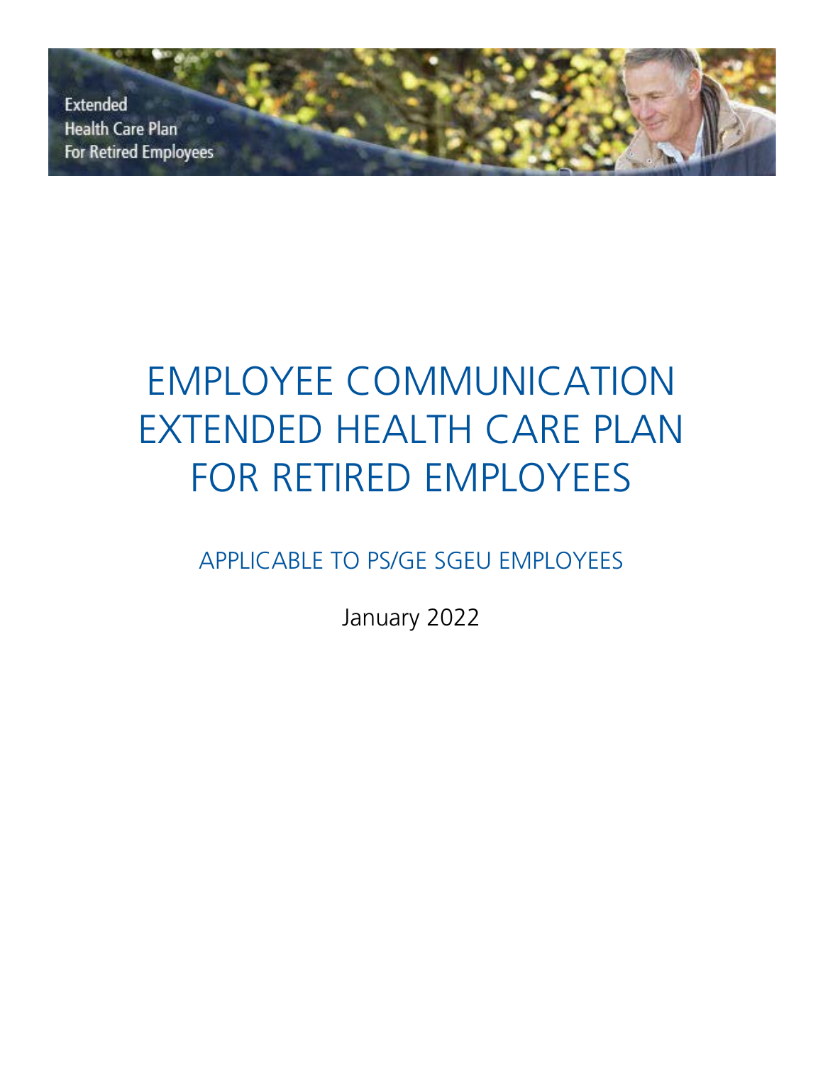Extended
Health Care Plan
For Retired Employees

# EMPLOYEE COMMUNICATION EXTENDED HEALTH CARE PLAN FOR RETIRED EMPLOYEES

## APPLICABLE TO PS/GE SGEU EMPLOYEES

January 2022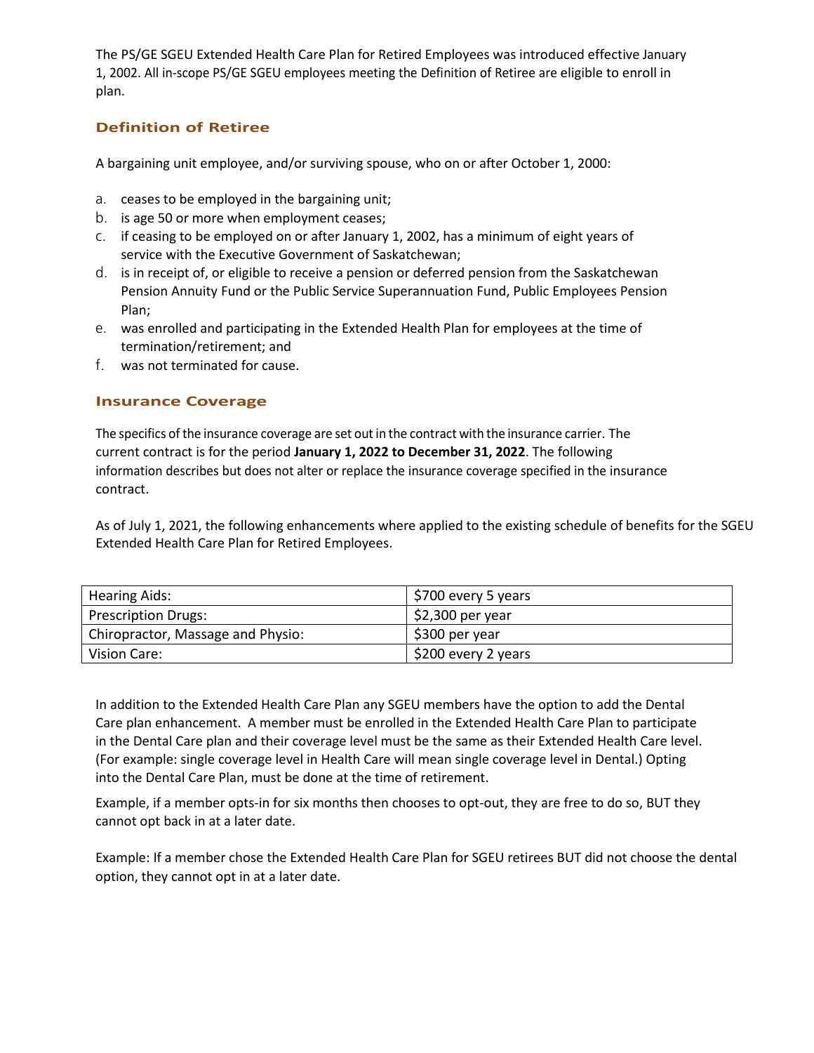The PS/GE SGEU Extended Health Care Plan for Retired Employees was introduced effective January 1, 2002. All in-scope PS/GE SGEU employees meeting the Definition of Retiree are eligible to enroll in plan.

## Definition of Retiree

A bargaining unit employee, and/or surviving spouse, who on or after October 1, 2000:

a. ceases to be employed in the bargaining unit;
b. is age 50 or more when employment ceases;
c. if ceasing to be employed on or after January 1, 2002, has a minimum of eight years of service with the Executive Government of Saskatchewan;
d. is in receipt of, or eligible to receive a pension or deferred pension from the Saskatchewan Pension Annuity Fund or the Public Service Superannuation Fund, Public Employees Pension Plan;
e. was enrolled and participating in the Extended Health Plan for employees at the time of termination/retirement; and
f. was not terminated for cause.

## Insurance Coverage

The specifics of the insurance coverage are set out in the contract with the insurance carrier. The current contract is for the period **January 1, 2022 to December 31, 2022**. The following information describes but does not alter or replace the insurance coverage specified in the insurance contract.

As of July 1, 2021, the following enhancements where applied to the existing schedule of benefits for the SGEU Extended Health Care Plan for Retired Employees.

| Hearing Aids: | $700 every 5 years |
|---|---|
| Prescription Drugs: | $2,300 per year |
| Chiropractor, Massage and Physio: | $300 per year |
| Vision Care: | $200 every 2 years |

In addition to the Extended Health Care Plan any SGEU members have the option to add the Dental Care plan enhancement. A member must be enrolled in the Extended Health Care Plan to participate in the Dental Care plan and their coverage level must be the same as their Extended Health Care level. (For example: single coverage level in Health Care will mean single coverage level in Dental.) Opting into the Dental Care Plan, must be done at the time of retirement.

Example, if a member opts-in for six months then chooses to opt-out, they are free to do so, BUT they cannot opt back in at a later date.

Example: If a member chose the Extended Health Care Plan for SGEU retirees BUT did not choose the dental option, they cannot opt in at a later date.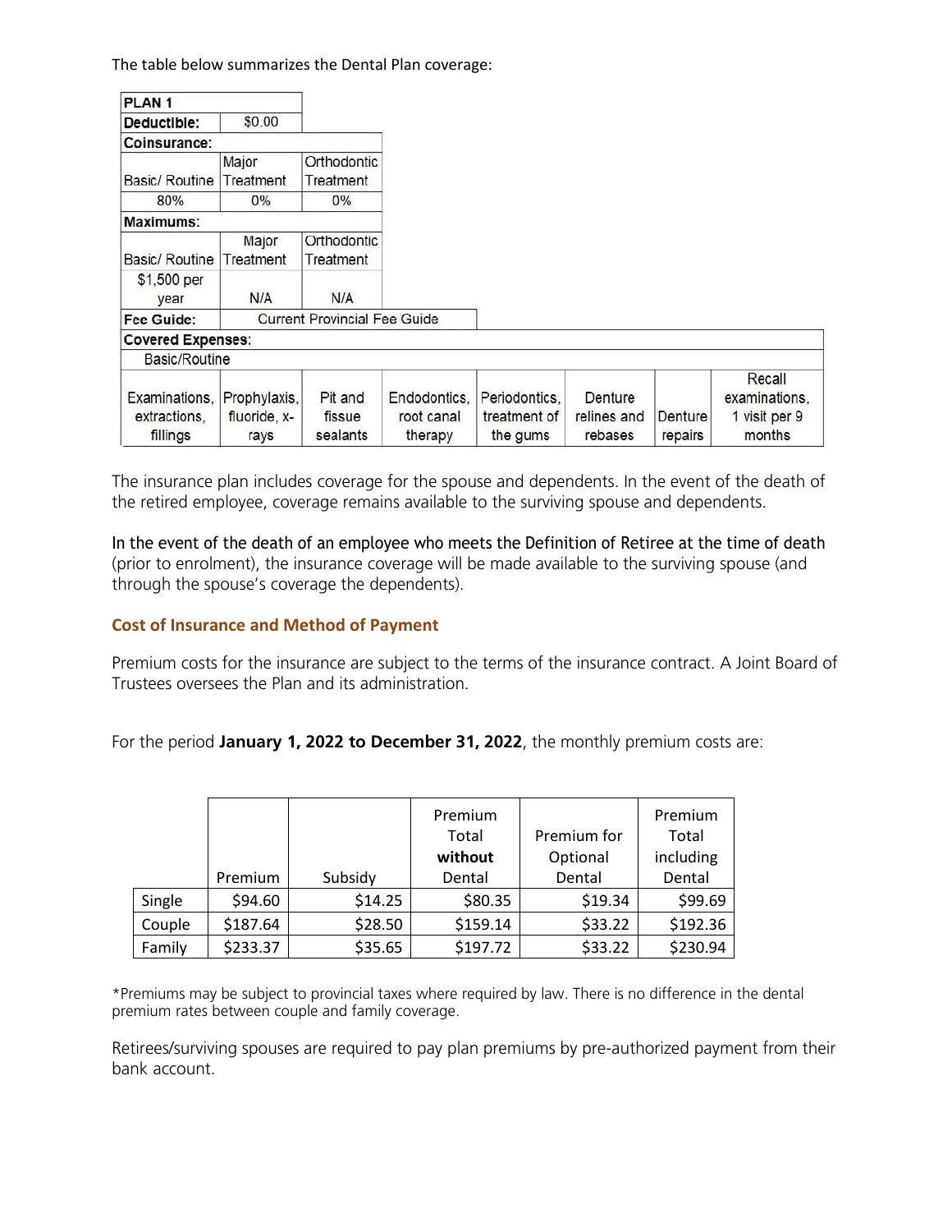The table below summarizes the Dental Plan coverage:

| PLAN 1 | | | | | | | |
|---|---|---|---|---|---|---|---|
| **Deductible:** | $0.00 | | | | | | |
| **Coinsurance:** | | | | | | | |
| Basic/ Routine | Major Treatment | Orthodontic Treatment | | | | | |
| 80% | 0% | 0% | | | | | |
| **Maximums:** | | | | | | | |
| Basic/ Routine | Major Treatment | Orthodontic Treatment | | | | | |
| $1,500 per year | N/A | N/A | | | | | |
| **Fee Guide:** | Current Provincial Fee Guide | | | | | | |
| **Covered Expenses:** | | | | | | | |
| Basic/Routine | | | | | | | |
| Examinations, extractions, fillings | Prophylaxis, fluoride, x-rays | Pit and fissue sealants | Endodontics, root canal therapy | Periodontics, treatment of the gums | Denture relines and rebases | Denture repairs | Recall examinations, 1 visit per 9 months |

The insurance plan includes coverage for the spouse and dependents. In the event of the death of the retired employee, coverage remains available to the surviving spouse and dependents.

In the event of the death of an employee who meets the Definition of Retiree at the time of death (prior to enrolment), the insurance coverage will be made available to the surviving spouse (and through the spouse's coverage the dependents).

### Cost of Insurance and Method of Payment

Premium costs for the insurance are subject to the terms of the insurance contract. A Joint Board of Trustees oversees the Plan and its administration.

For the period **January 1, 2022 to December 31, 2022**, the monthly premium costs are:

| | Premium | Subsidy | Premium Total **without** Dental | Premium for Optional Dental | Premium Total including Dental |
|---|---|---|---|---|---|
| Single | $94.60 | $14.25 | $80.35 | $19.34 | $99.69 |
| Couple | $187.64 | $28.50 | $159.14 | $33.22 | $192.36 |
| Family | $233.37 | $35.65 | $197.72 | $33.22 | $230.94 |

*Premiums may be subject to provincial taxes where required by law. There is no difference in the dental premium rates between couple and family coverage.

Retirees/surviving spouses are required to pay plan premiums by pre-authorized payment from their bank account.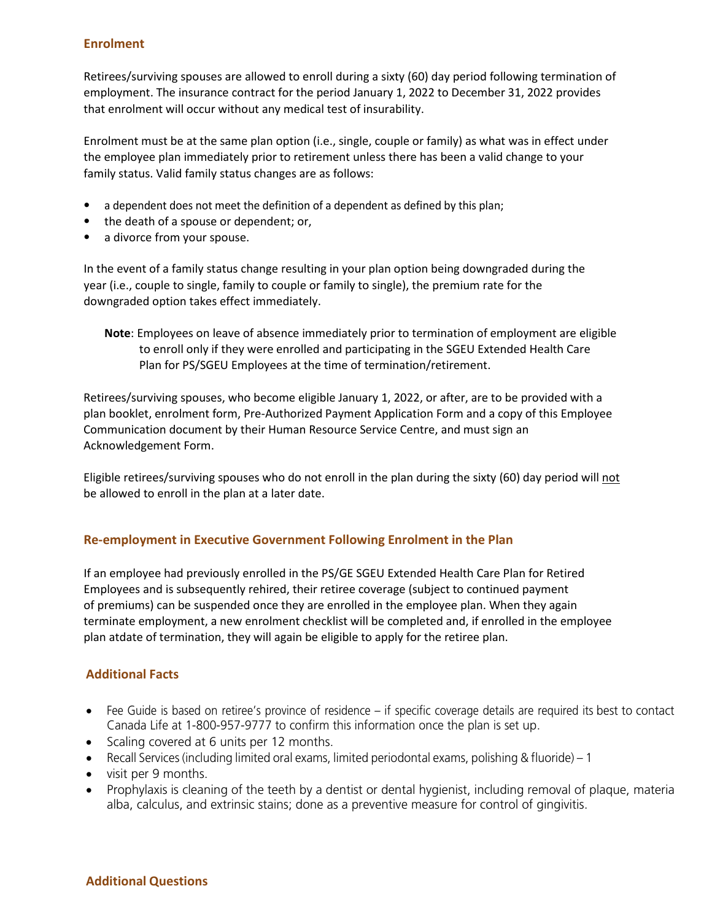## Enrolment

Retirees/surviving spouses are allowed to enroll during a sixty (60) day period following termination of employment. The insurance contract for the period January 1, 2022 to December 31, 2022 provides that enrolment will occur without any medical test of insurability.

Enrolment must be at the same plan option (i.e., single, couple or family) as what was in effect under the employee plan immediately prior to retirement unless there has been a valid change to your family status. Valid family status changes are as follows:

- a dependent does not meet the definition of a dependent as defined by this plan;
- the death of a spouse or dependent; or,
- a divorce from your spouse.

In the event of a family status change resulting in your plan option being downgraded during the year (i.e., couple to single, family to couple or family to single), the premium rate for the downgraded option takes effect immediately.

> **Note**: Employees on leave of absence immediately prior to termination of employment are eligible to enroll only if they were enrolled and participating in the SGEU Extended Health Care Plan for PS/SGEU Employees at the time of termination/retirement.

Retirees/surviving spouses, who become eligible January 1, 2022, or after, are to be provided with a plan booklet, enrolment form, Pre-Authorized Payment Application Form and a copy of this Employee Communication document by their Human Resource Service Centre, and must sign an Acknowledgement Form.

Eligible retirees/surviving spouses who do not enroll in the plan during the sixty (60) day period will <u>not</u> be allowed to enroll in the plan at a later date.

## Re-employment in Executive Government Following Enrolment in the Plan

If an employee had previously enrolled in the PS/GE SGEU Extended Health Care Plan for Retired Employees and is subsequently rehired, their retiree coverage (subject to continued payment of premiums) can be suspended once they are enrolled in the employee plan. When they again terminate employment, a new enrolment checklist will be completed and, if enrolled in the employee plan atdate of termination, they will again be eligible to apply for the retiree plan.

## Additional Facts

- Fee Guide is based on retiree's province of residence – if specific coverage details are required its best to contact Canada Life at 1-800-957-9777 to confirm this information once the plan is set up.
- Scaling covered at 6 units per 12 months.
- Recall Services (including limited oral exams, limited periodontal exams, polishing & fluoride) – 1
- visit per 9 months.
- Prophylaxis is cleaning of the teeth by a dentist or dental hygienist, including removal of plaque, materia alba, calculus, and extrinsic stains; done as a preventive measure for control of gingivitis.

## Additional Questions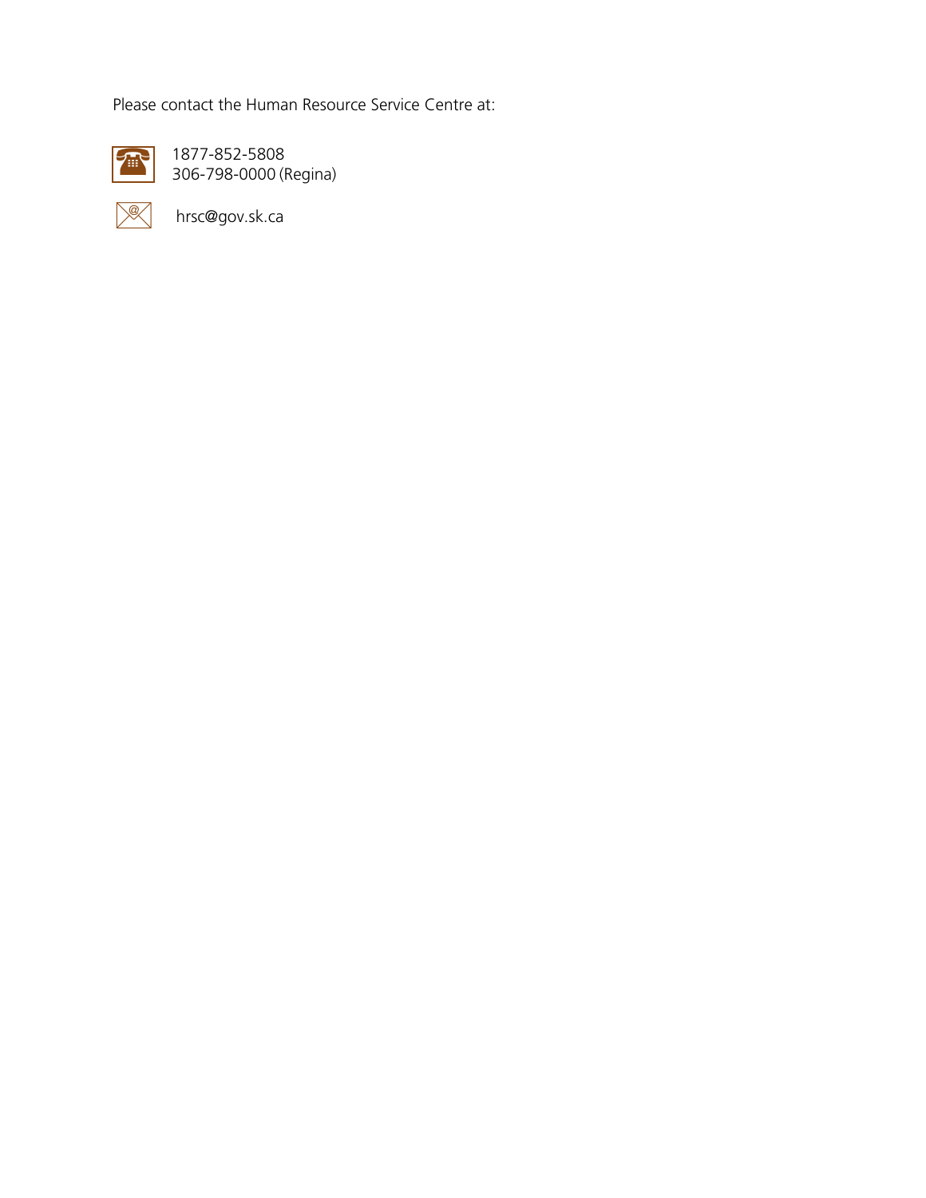Please contact the Human Resource Service Centre at:

1877-852-5808
306-798-0000 (Regina)

hrsc@gov.sk.ca